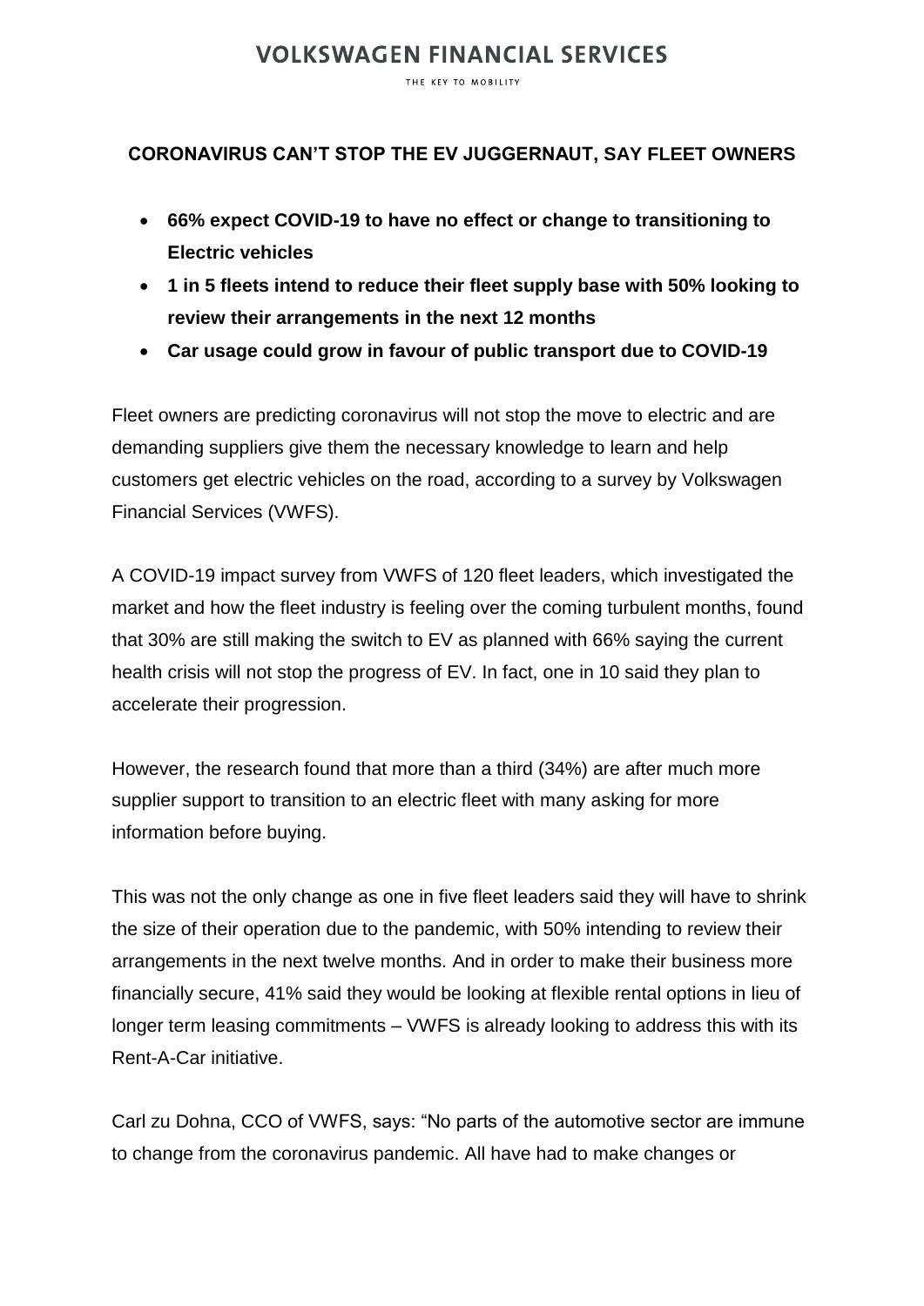# VOLKSWAGEN FINANCIAL SERVICES

THE KEY TO MOBILITY

**CORONAVIRUS CAN'T STOP THE EV JUGGERNAUT, SAY FLEET OWNERS**

- **66% expect COVID-19 to have no effect or change to transitioning to Electric vehicles**
- **1 in 5 fleets intend to reduce their fleet supply base with 50% looking to review their arrangements in the next 12 months**
- **Car usage could grow in favour of public transport due to COVID-19**

Fleet owners are predicting coronavirus will not stop the move to electric and are demanding suppliers give them the necessary knowledge to learn and help customers get electric vehicles on the road, according to a survey by Volkswagen Financial Services (VWFS).

A COVID-19 impact survey from VWFS of 120 fleet leaders, which investigated the market and how the fleet industry is feeling over the coming turbulent months, found that 30% are still making the switch to EV as planned with 66% saying the current health crisis will not stop the progress of EV. In fact, one in 10 said they plan to accelerate their progression.

However, the research found that more than a third (34%) are after much more supplier support to transition to an electric fleet with many asking for more information before buying.

This was not the only change as one in five fleet leaders said they will have to shrink the size of their operation due to the pandemic, with 50% intending to review their arrangements in the next twelve months. And in order to make their business more financially secure, 41% said they would be looking at flexible rental options in lieu of longer term leasing commitments – VWFS is already looking to address this with its Rent-A-Car initiative.

Carl zu Dohna, CCO of VWFS, says: "No parts of the automotive sector are immune to change from the coronavirus pandemic. All have had to make changes or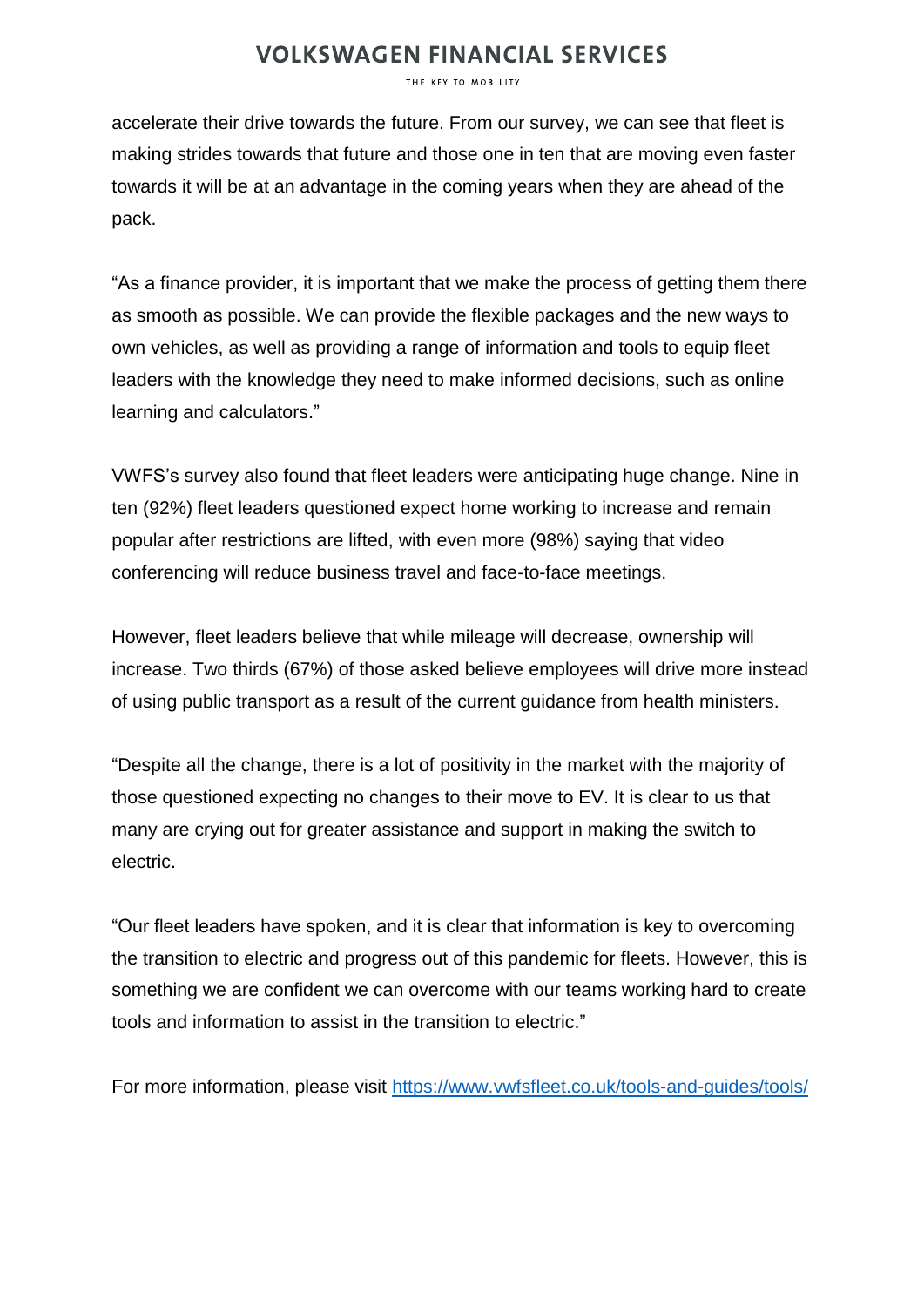accelerate their drive towards the future. From our survey, we can see that fleet is making strides towards that future and those one in ten that are moving even faster towards it will be at an advantage in the coming years when they are ahead of the pack.

"As a finance provider, it is important that we make the process of getting them there as smooth as possible. We can provide the flexible packages and the new ways to own vehicles, as well as providing a range of information and tools to equip fleet leaders with the knowledge they need to make informed decisions, such as online learning and calculators."

VWFS's survey also found that fleet leaders were anticipating huge change. Nine in ten (92%) fleet leaders questioned expect home working to increase and remain popular after restrictions are lifted, with even more (98%) saying that video conferencing will reduce business travel and face-to-face meetings.

However, fleet leaders believe that while mileage will decrease, ownership will increase. Two thirds (67%) of those asked believe employees will drive more instead of using public transport as a result of the current guidance from health ministers.

"Despite all the change, there is a lot of positivity in the market with the majority of those questioned expecting no changes to their move to EV. It is clear to us that many are crying out for greater assistance and support in making the switch to electric.

"Our fleet leaders have spoken, and it is clear that information is key to overcoming the transition to electric and progress out of this pandemic for fleets. However, this is something we are confident we can overcome with our teams working hard to create tools and information to assist in the transition to electric."

For more information, please visit [https://www.vwfsfleet.co.uk/tools-and-guides/tools/](https://www.vwfsfleet.co.uk/tools-and-guides/tools/)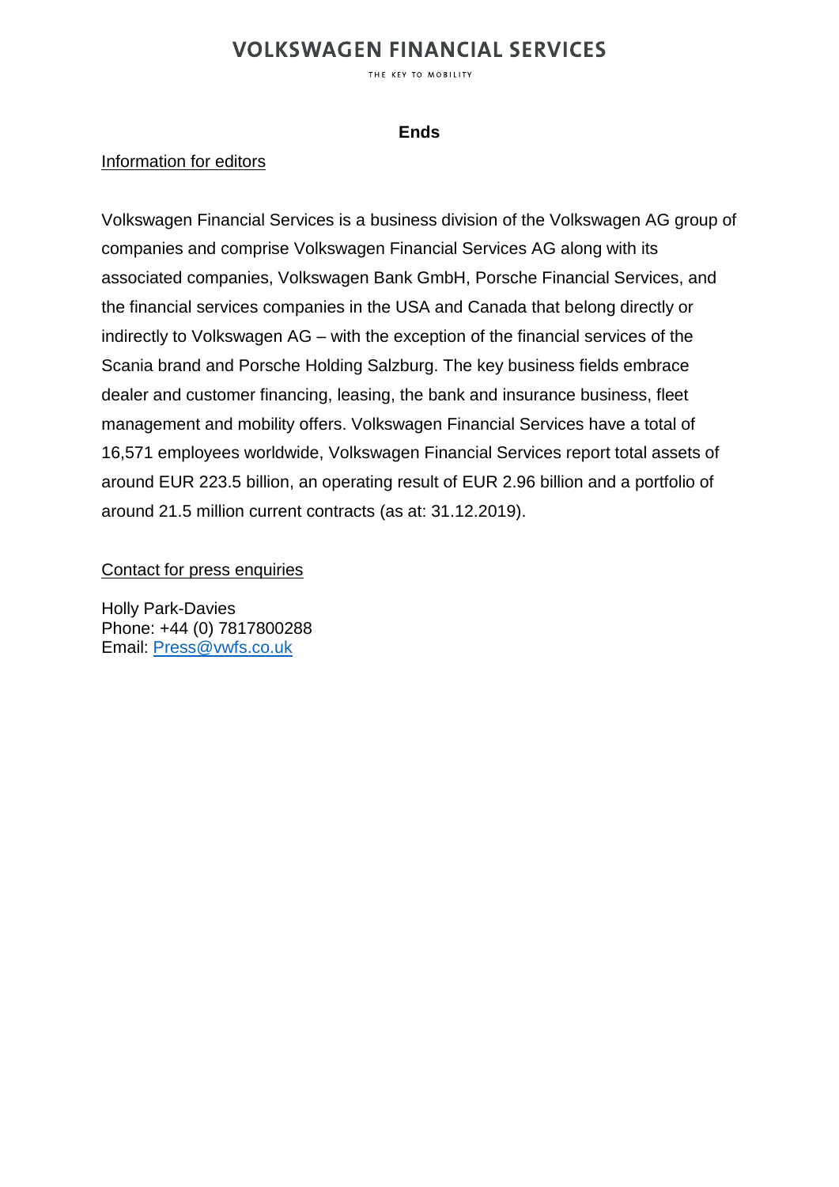**Ends**

Information for editors

Volkswagen Financial Services is a business division of the Volkswagen AG group of companies and comprise Volkswagen Financial Services AG along with its associated companies, Volkswagen Bank GmbH, Porsche Financial Services, and the financial services companies in the USA and Canada that belong directly or indirectly to Volkswagen AG – with the exception of the financial services of the Scania brand and Porsche Holding Salzburg. The key business fields embrace dealer and customer financing, leasing, the bank and insurance business, fleet management and mobility offers. Volkswagen Financial Services have a total of 16,571 employees worldwide, Volkswagen Financial Services report total assets of around EUR 223.5 billion, an operating result of EUR 2.96 billion and a portfolio of around 21.5 million current contracts (as at: 31.12.2019).

Contact for press enquiries

Holly Park-Davies
Phone: +44 (0) 7817800288
Email: Press@vwfs.co.uk